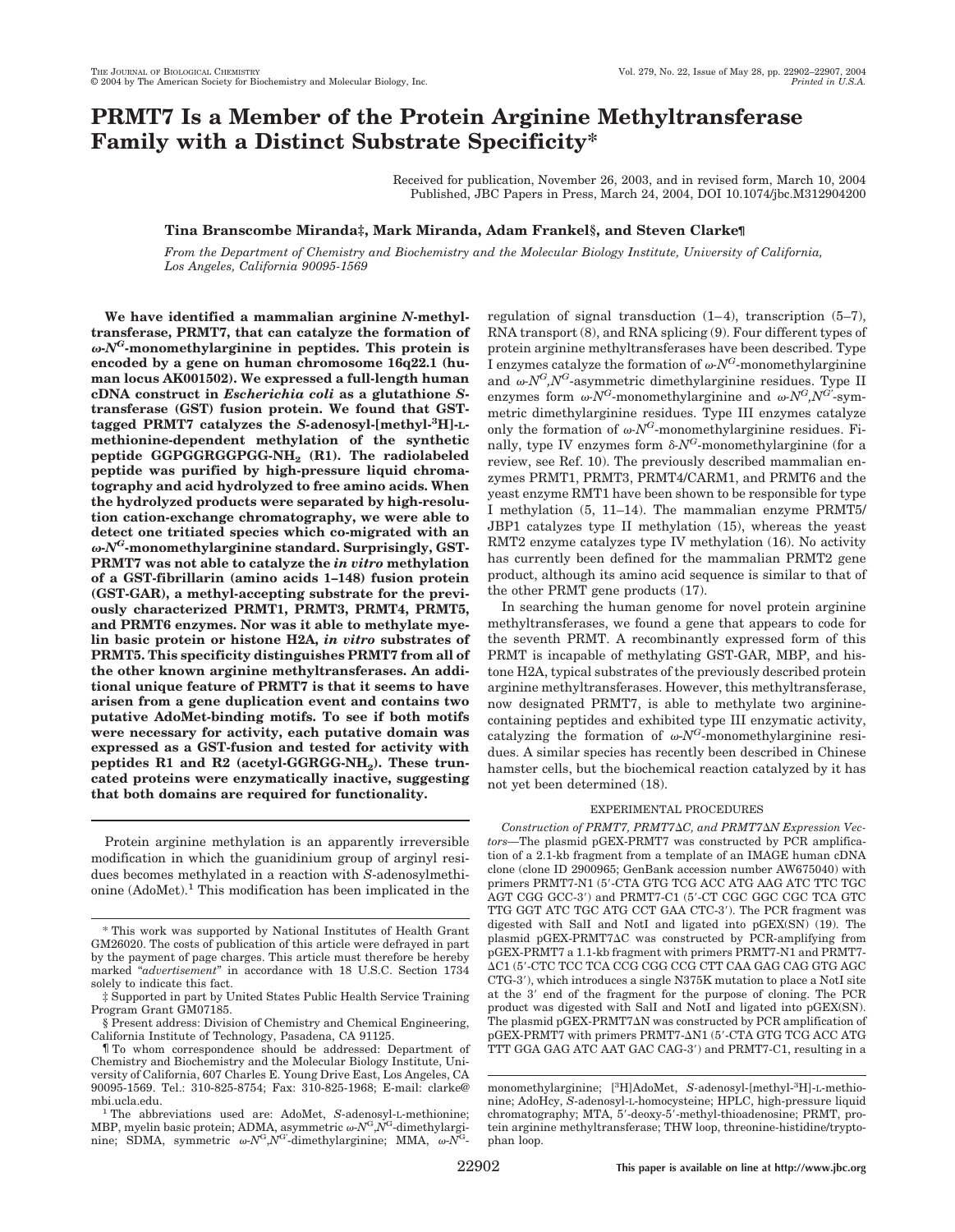# PRMT7 Is a Member of the Protein Arginine Methyltransferase Family with a Distinct Substrate Specificity*

Received for publication, November 26, 2003, and in revised form, March 10, 2004
Published, JBC Papers in Press, March 24, 2004, DOI 10.1074/jbc.M312904200

**Tina Branscombe Miranda‡, Mark Miranda, Adam Frankel§, and Steven Clarke¶**

*From the Department of Chemistry and Biochemistry and the Molecular Biology Institute, University of California, Los Angeles, California 90095-1569*

**We have identified a mammalian arginine *N*-methyltransferase, PRMT7, that can catalyze the formation of ω-$N^G$-monomethylarginine in peptides. This protein is encoded by a gene on human chromosome 16q22.1 (human locus AK001502). We expressed a full-length human cDNA construct in *Escherichia coli* as a glutathione *S*-transferase (GST) fusion protein. We found that GST-tagged PRMT7 catalyzes the *S*-adenosyl-[methyl-$^3$H]-L-methionine-dependent methylation of the synthetic peptide GGPGGRGGPGG-$NH_2$ (R1). The radiolabeled peptide was purified by high-pressure liquid chromatography and acid hydrolyzed to free amino acids. When the hydrolyzed products were separated by high-resolution cation-exchange chromatography, we were able to detect one tritiated species which co-migrated with an ω-$N^G$-monomethylarginine standard. Surprisingly, GST-PRMT7 was not able to catalyze the *in vitro* methylation of a GST-fibrillarin (amino acids 1–148) fusion protein (GST-GAR), a methyl-accepting substrate for the previously characterized PRMT1, PRMT3, PRMT4, PRMT5, and PRMT6 enzymes. Nor was it able to methylate myelin basic protein or histone H2A, *in vitro* substrates of PRMT5. This specificity distinguishes PRMT7 from all of the other known arginine methyltransferases. An additional unique feature of PRMT7 is that it seems to have arisen from a gene duplication event and contains two putative AdoMet-binding motifs. To see if both motifs were necessary for activity, each putative domain was expressed as a GST-fusion and tested for activity with peptides R1 and R2 (acetyl-GGRGG-$NH_2$). These truncated proteins were enzymatically inactive, suggesting that both domains are required for functionality.**

Protein arginine methylation is an apparently irreversible modification in which the guanidinium group of arginyl residues becomes methylated in a reaction with *S*-adenosylmethionine (AdoMet).[1] This modification has been implicated in the regulation of signal transduction (1–4), transcription (5–7), RNA transport (8), and RNA splicing (9). Four different types of protein arginine methyltransferases have been described. Type I enzymes catalyze the formation of ω-$N^G$-monomethylarginine and ω-$N^G$,$N^G$-asymmetric dimethylarginine residues. Type II enzymes form ω-$N^G$-monomethylarginine and ω-$N^G$,$N^{G'}$-symmetric dimethylarginine residues. Type III enzymes catalyze only the formation of ω-$N^G$-monomethylarginine residues. Finally, type IV enzymes form δ-$N^G$-monomethylarginine (for a review, see Ref. 10). The previously described mammalian enzymes PRMT1, PRMT3, PRMT4/CARM1, and PRMT6 and the yeast enzyme RMT1 have been shown to be responsible for type I methylation (5, 11–14). The mammalian enzyme PRMT5/JBP1 catalyzes type II methylation (15), whereas the yeast RMT2 enzyme catalyzes type IV methylation (16). No activity has currently been defined for the mammalian PRMT2 gene product, although its amino acid sequence is similar to that of the other PRMT gene products (17).

In searching the human genome for novel protein arginine methyltransferases, we found a gene that appears to code for the seventh PRMT. A recombinantly expressed form of this PRMT is incapable of methylating GST-GAR, MBP, and histone H2A, typical substrates of the previously described protein arginine methyltransferases. However, this methyltransferase, now designated PRMT7, is able to methylate two arginine-containing peptides and exhibited type III enzymatic activity, catalyzing the formation of ω-$N^G$-monomethylarginine residues. A similar species has recently been described in Chinese hamster cells, but the biochemical reaction catalyzed by it has not yet been determined (18).

## EXPERIMENTAL PROCEDURES

*Construction of PRMT7, PRMT7ΔC, and PRMT7ΔN Expression Vectors*—The plasmid pGEX-PRMT7 was constructed by PCR amplification of a 2.1-kb fragment from a template of an IMAGE human cDNA clone (clone ID 2900965; GenBank accession number AW675040) with primers PRMT7-N1 (5′-CTA GTG TCG ACC ATG AAG ATC TTC TGC AGT CGG GCC-3′) and PRMT7-C1 (5′-CT CGC GGC CGC TCA GTC TTG GGT ATC TGC ATG CCT GAA CTC-3′). The PCR fragment was digested with SalI and NotI and ligated into pGEX(SN) (19). The plasmid pGEX-PRMT7ΔC was constructed by PCR-amplifying from pGEX-PRMT7 a 1.1-kb fragment with primers PRMT7-N1 and PRMT7-ΔC1 (5′-CTC TCC TCA CCG CGG CCG CTT CAA GAG CAG GTG AGC CTG-3′), which introduces a single N375K mutation to place a NotI site at the 3′ end of the fragment for the purpose of cloning. The PCR product was digested with SalI and NotI and ligated into pGEX(SN). The plasmid pGEX-PRMT7ΔN was constructed by PCR amplification of pGEX-PRMT7 with primers PRMT7-ΔN1 (5′-CTA GTG TCG ACC ATG TTT GGA GAG ATC AAT GAC CAG-3′) and PRMT7-C1, resulting in a

---

\* This work was supported by National Institutes of Health Grant GM26020. The costs of publication of this article were defrayed in part by the payment of page charges. This article must therefore be hereby marked "*advertisement*" in accordance with 18 U.S.C. Section 1734 solely to indicate this fact.

‡ Supported in part by United States Public Health Service Training Program Grant GM07185.

§ Present address: Division of Chemistry and Chemical Engineering, California Institute of Technology, Pasadena, CA 91125.

¶ To whom correspondence should be addressed: Department of Chemistry and Biochemistry and the Molecular Biology Institute, University of California, 607 Charles E. Young Drive East, Los Angeles, CA 90095-1569. Tel.: 310-825-8754; Fax: 310-825-1968; E-mail: clarke@mbi.ucla.edu.

[1] The abbreviations used are: AdoMet, *S*-adenosyl-L-methionine; MBP, myelin basic protein; ADMA, asymmetric ω-$N^G$,$N^G$-dimethylarginine; SDMA, symmetric ω-$N^G$,$N^{G'}$-dimethylarginine; MMA, ω-$N^G$-monomethylarginine; [$^3$H]AdoMet, *S*-adenosyl-[methyl-$^3$H]-L-methionine; AdoHcy, *S*-adenosyl-L-homocysteine; HPLC, high-pressure liquid chromatography; MTA, 5′-deoxy-5′-methyl-thioadenosine; PRMT, protein arginine methyltransferase; THW loop, threonine-histidine/tryptophan loop.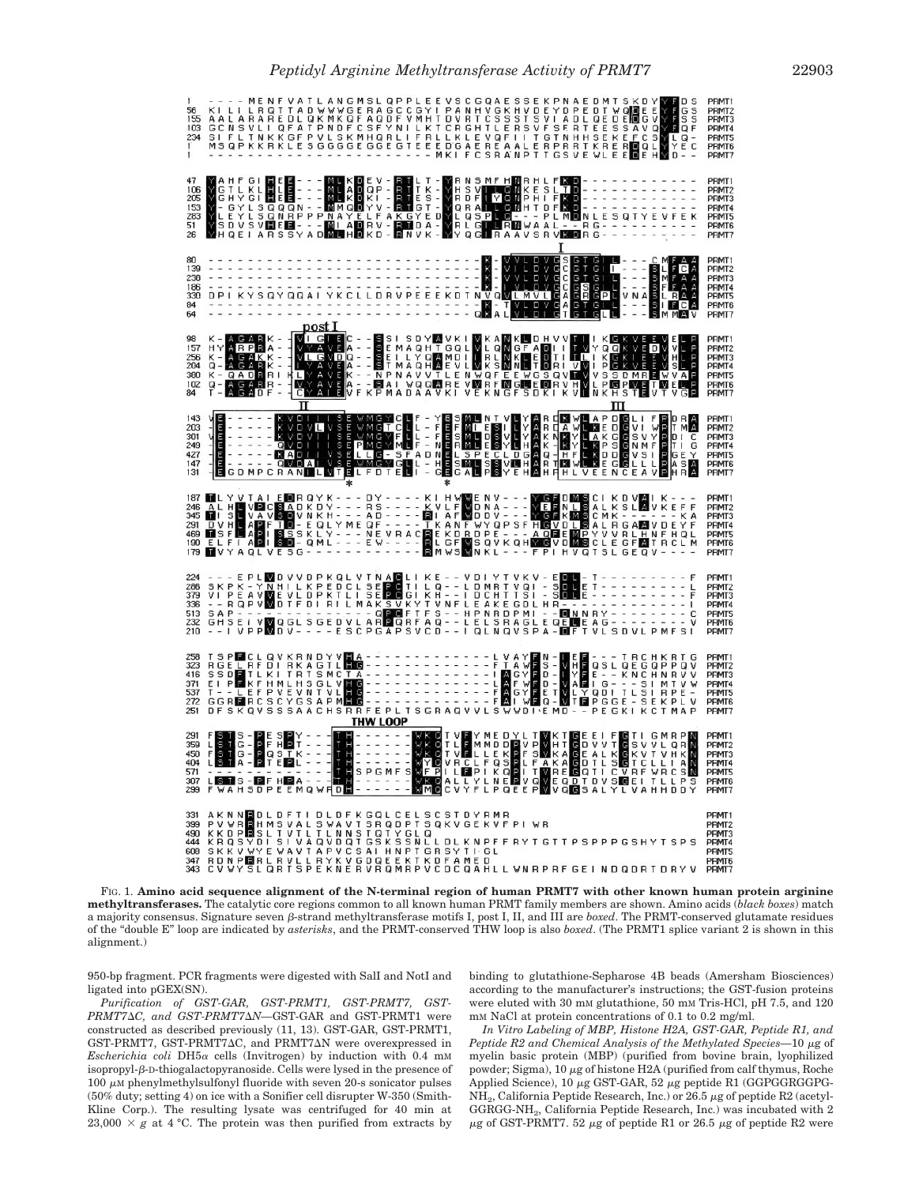FIG. 1. **Amino acid sequence alignment of the N-terminal region of human PRMT7 with other known human protein arginine methyltransferases.** The catalytic core regions common to all known human PRMT family members are shown. Amino acids (*black boxes*) match a majority consensus. Signature seven β-strand methyltransferase motifs I, post I, II, and III are *boxed*. The PRMT-conserved glutamate residues of the "double E" loop are indicated by *asterisks*, and the PRMT-conserved THW loop is also *boxed*. (The PRMT1 splice variant 2 is shown in this alignment.)

950-bp fragment. PCR fragments were digested with SalI and NotI and ligated into pGEX(SN).

*Purification of GST-GAR, GST-PRMT1, GST-PRMT7, GST-PRMT7ΔC, and GST-PRMT7ΔN*—GST-GAR and GST-PRMT1 were constructed as described previously (11, 13). GST-GAR, GST-PRMT1, GST-PRMT7, GST-PRMT7ΔC, and PRMT7ΔN were overexpressed in *Escherichia coli* DH5α cells (Invitrogen) by induction with 0.4 mM isopropyl-β-D-thiogalactopyranoside. Cells were lysed in the presence of 100 μM phenylmethylsulfonyl fluoride with seven 20-s sonicator pulses (50% duty; setting 4) on ice with a Sonifier cell disrupter W-350 (Smith-Kline Corp.). The resulting lysate was centrifuged for 40 min at 23,000 × *g* at 4 °C. The protein was then purified from extracts by binding to glutathione-Sepharose 4B beads (Amersham Biosciences) according to the manufacturer's instructions; the GST-fusion proteins were eluted with 30 mM glutathione, 50 mM Tris-HCl, pH 7.5, and 120 mM NaCl at protein concentrations of 0.1 to 0.2 mg/ml.

*In Vitro Labeling of MBP, Histone H2A, GST-GAR, Peptide R1, and Peptide R2 and Chemical Analysis of the Methylated Species*—10 μg of myelin basic protein (MBP) (purified from bovine brain, lyophilized powder; Sigma), 10 μg of histone H2A (purified from calf thymus, Roche Applied Science), 10 μg GST-GAR, 52 μg peptide R1 (GGPGGRGGPG-NH$_2$, California Peptide Research, Inc.) or 26.5 μg of peptide R2 (acetyl-GGRGG-NH$_2$, California Peptide Research, Inc.) was incubated with 2 μg of GST-PRMT7. 52 μg of peptide R1 or 26.5 μg of peptide R2 were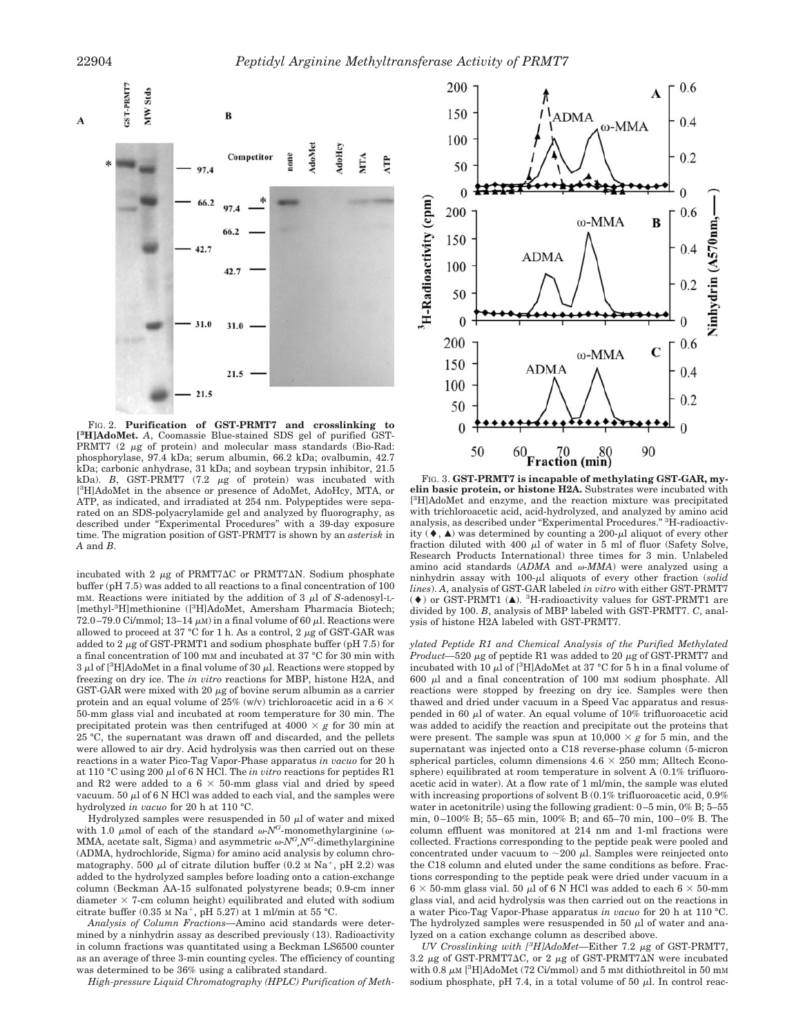FIG. 2. **Purification of GST-PRMT7 and crosslinking to [$^3$H]AdoMet.** *A*, Coomassie Blue-stained SDS gel of purified GST-PRMT7 (2 $\mu$g of protein) and molecular mass standards (Bio-Rad: phosphorylase, 97.4 kDa; serum albumin, 66.2 kDa; ovalbumin, 42.7 kDa; carbonic anhydrase, 31 kDa; and soybean trypsin inhibitor, 21.5 kDa). *B*, GST-PRMT7 (7.2 $\mu$g of protein) was incubated with [$^3$H]AdoMet in the absence or presence of AdoMet, AdoHcy, MTA, or ATP, as indicated, and irradiated at 254 nm. Polypeptides were separated on an SDS-polyacrylamide gel and analyzed by fluorography, as described under "Experimental Procedures" with a 39-day exposure time. The migration position of GST-PRMT7 is shown by an *asterisk* in *A* and *B*.

FIG. 3. **GST-PRMT7 is incapable of methylating GST-GAR, myelin basic protein, or histone H2A.** Substrates were incubated with [$^3$H]AdoMet and enzyme, and the reaction mixture was precipitated with trichloroacetic acid, acid-hydrolyzed, and analyzed by amino acid analysis, as described under "Experimental Procedures." $^3$H-radioactivity (♦, ▲) was determined by counting a 200-$\mu$l aliquot of every other fraction diluted with 400 $\mu$l of water in 5 ml of fluor (Safety Solve, Research Products International) three times for 3 min. Unlabeled amino acid standards (*ADMA* and *ω-MMA*) were analyzed using a ninhydrin assay with 100-$\mu$l aliquots of every other fraction (*solid lines*). *A*, analysis of GST-GAR labeled *in vitro* with either GST-PRMT7 (♦) or GST-PRMT1 (▲). $^3$H-radioactivity values for GST-PRMT1 are divided by 100. *B*, analysis of MBP labeled with GST-PRMT7. *C*, analysis of histone H2A labeled with GST-PRMT7.

incubated with 2 $\mu$g of PRMT7ΔC or PRMT7ΔN. Sodium phosphate buffer (pH 7.5) was added to all reactions to a final concentration of 100 mM. Reactions were initiated by the addition of 3 $\mu$l of *S*-adenosyl-L-[methyl-$^3$H]methionine ([$^3$H]AdoMet, Amersham Pharmacia Biotech; 72.0–79.0 Ci/mmol; 13–14 $\mu$M) in a final volume of 60 $\mu$l. Reactions were allowed to proceed at 37 °C for 1 h. As a control, 2 $\mu$g of GST-GAR was added to 2 $\mu$g of GST-PRMT1 and sodium phosphate buffer (pH 7.5) for a final concentration of 100 mM and incubated at 37 °C for 30 min with 3 $\mu$l of [$^3$H]AdoMet in a final volume of 30 $\mu$l. Reactions were stopped by freezing on dry ice. The *in vitro* reactions for MBP, histone H2A, and GST-GAR were mixed with 20 $\mu$g of bovine serum albumin as a carrier protein and an equal volume of 25% (w/v) trichloroacetic acid in a 6 × 50-mm glass vial and incubated at room temperature for 30 min. The precipitated protein was then centrifuged at 4000 × *g* for 30 min at 25 °C, the supernatant was drawn off and discarded, and the pellets were allowed to air dry. Acid hydrolysis was then carried out on these reactions in a water Pico-Tag Vapor-Phase apparatus *in vacuo* for 20 h at 110 °C using 200 $\mu$l of 6 N HCl. The *in vitro* reactions for peptides R1 and R2 were added to a 6 × 50-mm glass vial and dried by speed vacuum. 50 $\mu$l of 6 N HCl was added to each vial, and the samples were hydrolyzed *in vacuo* for 20 h at 110 °C.

Hydrolyzed samples were resuspended in 50 $\mu$l of water and mixed with 1.0 $\mu$mol of each of the standard ω-$N^G$-monomethylarginine (ω-MMA, acetate salt, Sigma) and asymmetric ω-$N^G$,$N^G$-dimethylarginine (ADMA, hydrochloride, Sigma) for amino acid analysis by column chromatography. 500 $\mu$l of citrate dilution buffer (0.2 M $Na^+$, pH 2.2) was added to the hydrolyzed samples before loading onto a cation-exchange column (Beckman AA-15 sulfonated polystyrene beads; 0.9-cm inner diameter × 7-cm column height) equilibrated and eluted with sodium citrate buffer (0.35 M $Na^+$, pH 5.27) at 1 ml/min at 55 °C.

*Analysis of Column Fractions*—Amino acid standards were determined by a ninhydrin assay as described previously (13). Radioactivity in column fractions was quantitated using a Beckman LS6500 counter as an average of three 3-min counting cycles. The efficiency of counting was determined to be 36% using a calibrated standard.

*High-pressure Liquid Chromatography (HPLC) Purification of Methylated Peptide R1 and Chemical Analysis of the Purified Methylated Product*—520 $\mu$g of peptide R1 was added to 20 $\mu$g of GST-PRMT7 and incubated with 10 $\mu$l of [$^3$H]AdoMet at 37 °C for 5 h in a final volume of 600 $\mu$l and a final concentration of 100 mM sodium phosphate. All reactions were stopped by freezing on dry ice. Samples were then thawed and dried under vacuum in a Speed Vac apparatus and resuspended in 60 $\mu$l of water. An equal volume of 10% trifluoroacetic acid was added to acidify the reaction and precipitate out the proteins that were present. The sample was spun at 10,000 × *g* for 5 min, and the supernatant was injected onto a C18 reverse-phase column (5-micron spherical particles, column dimensions 4.6 × 250 mm; Alltech Econosphere) equilibrated at room temperature in solvent A (0.1% trifluoroacetic acid in water). At a flow rate of 1 ml/min, the sample was eluted with increasing proportions of solvent B (0.1% trifluoroacetic acid, 0.9% water in acetonitrile) using the following gradient: 0–5 min, 0% B; 5–55 min, 0–100% B; 55–65 min, 100% B; and 65–70 min, 100–0% B. The column effluent was monitored at 214 nm and 1-ml fractions were collected. Fractions corresponding to the peptide peak were pooled and concentrated under vacuum to ~200 $\mu$l. Samples were reinjected onto the C18 column and eluted under the same conditions as before. Fractions corresponding to the peptide peak were dried under vacuum in a 6 × 50-mm glass vial. 50 $\mu$l of 6 N HCl was added to each 6 × 50-mm glass vial, and acid hydrolysis was then carried out on the reactions in a water Pico-Tag Vapor-Phase apparatus *in vacuo* for 20 h at 110 °C. The hydrolyzed samples were resuspended in 50 $\mu$l of water and analyzed on a cation exchange column as described above.

*UV Crosslinking with [$^3$H]AdoMet*—Either 7.2 $\mu$g of GST-PRMT7, 3.2 $\mu$g of GST-PRMT7ΔC, or 2 $\mu$g of GST-PRMT7ΔN were incubated with 0.8 $\mu$M [$^3$H]AdoMet (72 Ci/mmol) and 5 mM dithiothreitol in 50 mM sodium phosphate, pH 7.4, in a total volume of 50 $\mu$l. In control reac-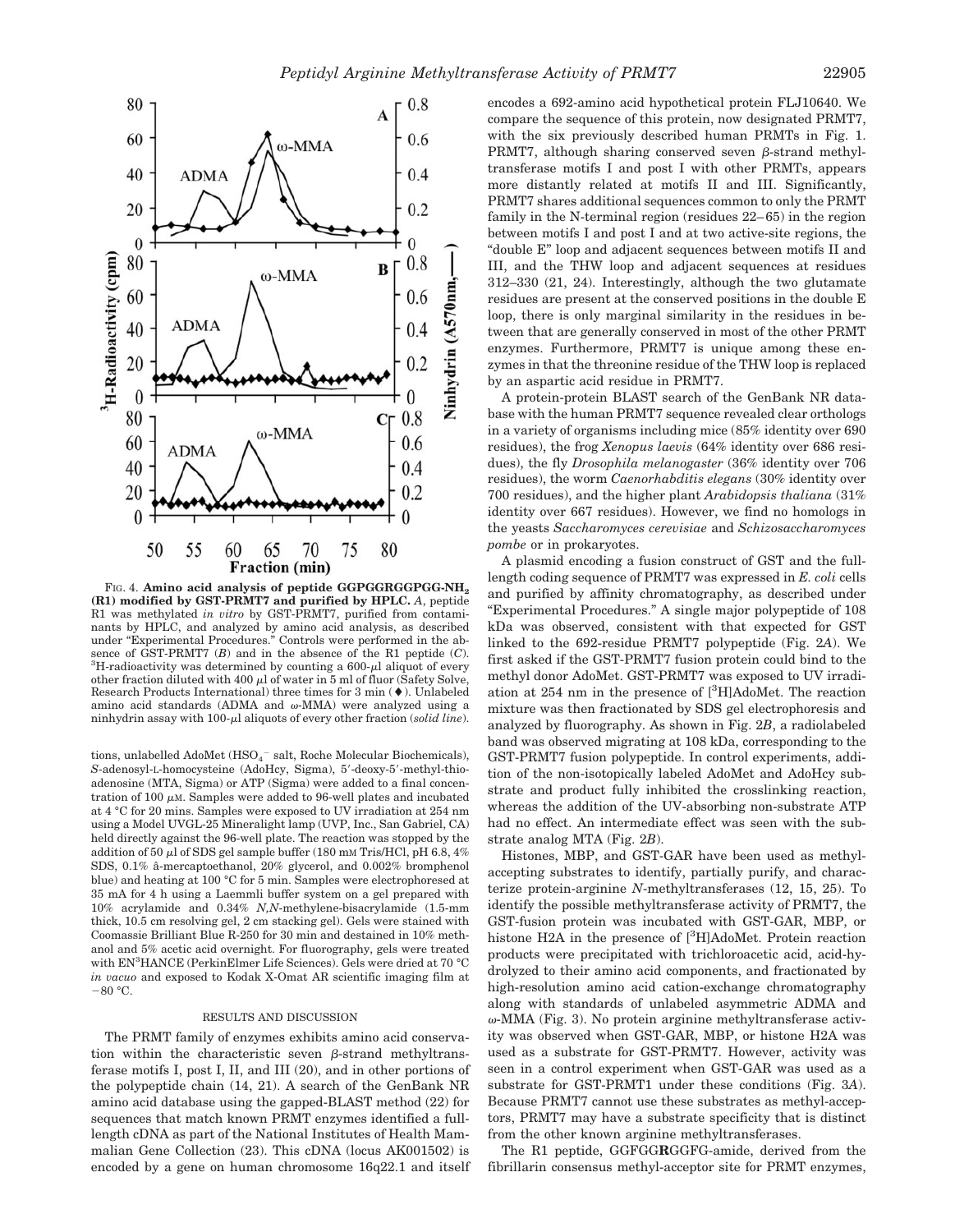FIG. 4. **Amino acid analysis of peptide GGPGGRGGPGG-$NH_2$ (R1) modified by GST-PRMT7 and purified by HPLC.** *A*, peptide R1 was methylated *in vitro* by GST-PRMT7, purified from contaminants by HPLC, and analyzed by amino acid analysis, as described under "Experimental Procedures." Controls were performed in the absence of GST-PRMT7 (*B*) and in the absence of the R1 peptide (*C*). $^3$H-radioactivity was determined by counting a 600-μl aliquot of every other fraction diluted with 400 μl of water in 5 ml of fluor (Safety Solve, Research Products International) three times for 3 min (♦). Unlabeled amino acid standards (ADMA and ω-MMA) were analyzed using a ninhydrin assay with 100-μl aliquots of every other fraction (*solid line*).

tions, unlabelled AdoMet ($HSO_4^-$ salt, Roche Molecular Biochemicals), *S*-adenosyl-L-homocysteine (AdoHcy, Sigma), 5′-deoxy-5′-methyl-thioadenosine (MTA, Sigma) or ATP (Sigma) were added to a final concentration of 100 μM. Samples were added to 96-well plates and incubated at 4 °C for 20 mins. Samples were exposed to UV irradiation at 254 nm using a Model UVGL-25 Mineralight lamp (UVP, Inc., San Gabriel, CA) held directly against the 96-well plate. The reaction was stopped by the addition of 50 μl of SDS gel sample buffer (180 mM Tris/HCl, pH 6.8, 4% SDS, 0.1% â-mercaptoethanol, 20% glycerol, and 0.002% bromphenol blue) and heating at 100 °C for 5 min. Samples were electrophoresed at 35 mA for 4 h using a Laemmli buffer system on a gel prepared with 10% acrylamide and 0.34% *N,N*-methylene-bisacrylamide (1.5-mm thick, 10.5 cm resolving gel, 2 cm stacking gel). Gels were stained with Coomassie Brilliant Blue R-250 for 30 min and destained in 10% methanol and 5% acetic acid overnight. For fluorography, gels were treated with EN$^3$HANCE (PerkinElmer Life Sciences). Gels were dried at 70 °C *in vacuo* and exposed to Kodak X-Omat AR scientific imaging film at −80 °C.

## RESULTS AND DISCUSSION

The PRMT family of enzymes exhibits amino acid conservation within the characteristic seven β-strand methyltransferase motifs I, post I, II, and III (20), and in other portions of the polypeptide chain (14, 21). A search of the GenBank NR amino acid database using the gapped-BLAST method (22) for sequences that match known PRMT enzymes identified a full-length cDNA as part of the National Institutes of Health Mammalian Gene Collection (23). This cDNA (locus AK001502) is encoded by a gene on human chromosome 16q22.1 and itself encodes a 692-amino acid hypothetical protein FLJ10640. We compare the sequence of this protein, now designated PRMT7, with the six previously described human PRMTs in Fig. 1. PRMT7, although sharing conserved seven β-strand methyltransferase motifs I and post I with other PRMTs, appears more distantly related at motifs II and III. Significantly, PRMT7 shares additional sequences common to only the PRMT family in the N-terminal region (residues 22–65) in the region between motifs I and post I and at two active-site regions, the "double E" loop and adjacent sequences between motifs II and III, and the THW loop and adjacent sequences at residues 312–330 (21, 24). Interestingly, although the two glutamate residues are present at the conserved positions in the double E loop, there is only marginal similarity in the residues in between that are generally conserved in most of the other PRMT enzymes. Furthermore, PRMT7 is unique among these enzymes in that the threonine residue of the THW loop is replaced by an aspartic acid residue in PRMT7.

A protein-protein BLAST search of the GenBank NR database with the human PRMT7 sequence revealed clear orthologs in a variety of organisms including mice (85% identity over 690 residues), the frog *Xenopus laevis* (64% identity over 686 residues), the fly *Drosophila melanogaster* (36% identity over 706 residues), the worm *Caenorhabditis elegans* (30% identity over 700 residues), and the higher plant *Arabidopsis thaliana* (31% identity over 667 residues). However, we find no homologs in the yeasts *Saccharomyces cerevisiae* and *Schizosaccharomyces pombe* or in prokaryotes.

A plasmid encoding a fusion construct of GST and the full-length coding sequence of PRMT7 was expressed in *E. coli* cells and purified by affinity chromatography, as described under "Experimental Procedures." A single major polypeptide of 108 kDa was observed, consistent with that expected for GST linked to the 692-residue PRMT7 polypeptide (Fig. 2*A*). We first asked if the GST-PRMT7 fusion protein could bind to the methyl donor AdoMet. GST-PRMT7 was exposed to UV irradiation at 254 nm in the presence of [$^3$H]AdoMet. The reaction mixture was then fractionated by SDS gel electrophoresis and analyzed by fluorography. As shown in Fig. 2*B*, a radiolabeled band was observed migrating at 108 kDa, corresponding to the GST-PRMT7 fusion polypeptide. In control experiments, addition of the non-isotopically labeled AdoMet and AdoHcy substrate and product fully inhibited the crosslinking reaction, whereas the addition of the UV-absorbing non-substrate ATP had no effect. An intermediate effect was seen with the substrate analog MTA (Fig. 2*B*).

Histones, MBP, and GST-GAR have been used as methyl-accepting substrates to identify, partially purify, and characterize protein-arginine *N*-methyltransferases (12, 15, 25). To identify the possible methyltransferase activity of PRMT7, the GST-fusion protein was incubated with GST-GAR, MBP, or histone H2A in the presence of [$^3$H]AdoMet. Protein reaction products were precipitated with trichloroacetic acid, acid-hydrolyzed to their amino acid components, and fractionated by high-resolution amino acid cation-exchange chromatography along with standards of unlabeled asymmetric ADMA and ω-MMA (Fig. 3). No protein arginine methyltransferase activity was observed when GST-GAR, MBP, or histone H2A was used as a substrate for GST-PRMT7. However, activity was seen in a control experiment when GST-GAR was used as a substrate for GST-PRMT1 under these conditions (Fig. 3*A*). Because PRMT7 cannot use these substrates as methyl-acceptors, PRMT7 may have a substrate specificity that is distinct from the other known arginine methyltransferases.

The R1 peptide, GGFGG**R**GGFGG-amide, derived from the fibrillarin consensus methyl-acceptor site for PRMT enzymes,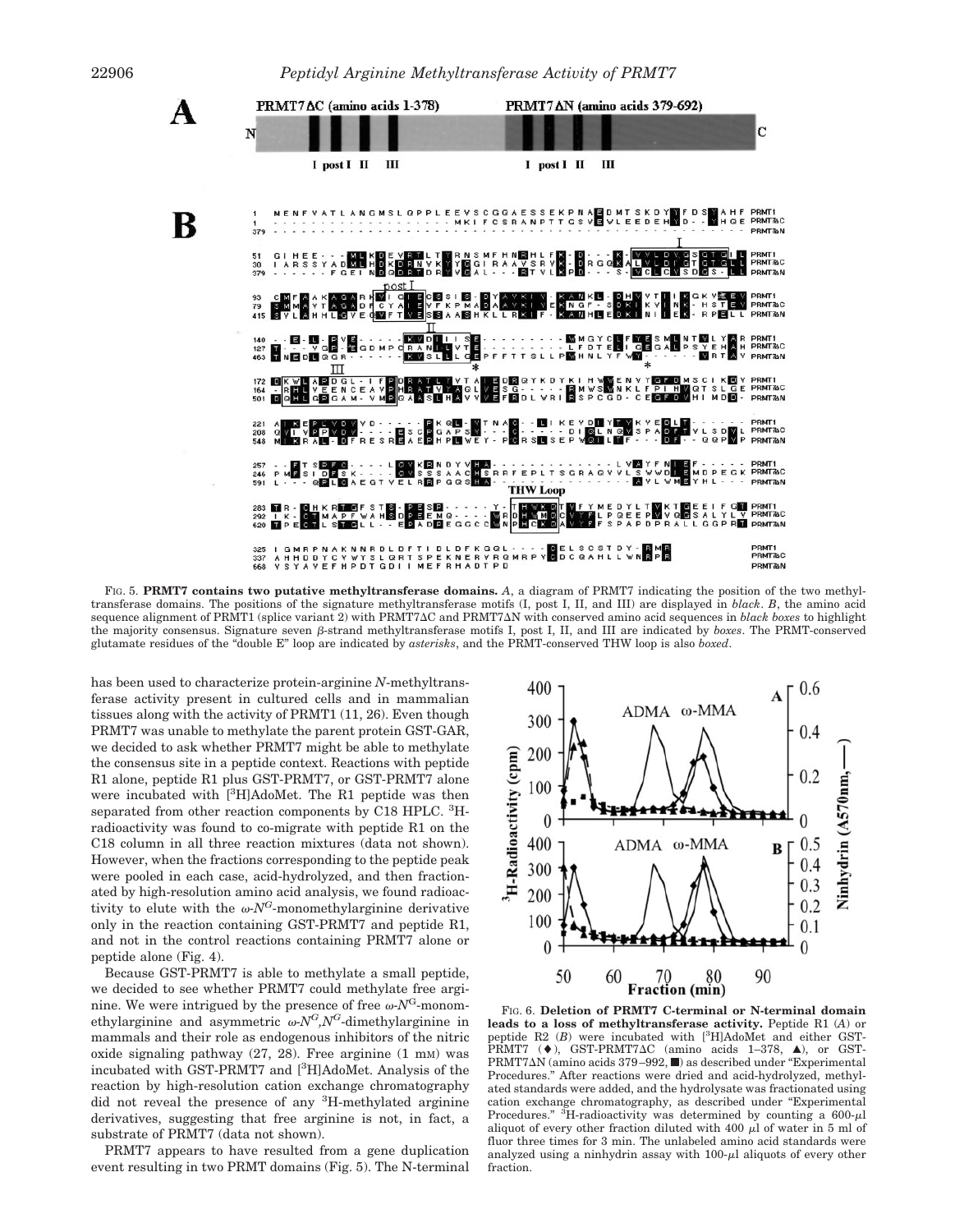FIG. 5. **PRMT7 contains two putative methyltransferase domains.** *A*, a diagram of PRMT7 indicating the position of the two methyltransferase domains. The positions of the signature methyltransferase motifs (I, post I, II, and III) are displayed in *black*. *B*, the amino acid sequence alignment of PRMT1 (splice variant 2) with PRMT7ΔC and PRMT7ΔN with conserved amino acid sequences in *black boxes* to highlight the majority consensus. Signature seven β-strand methyltransferase motifs I, post I, II, and III are indicated by *boxes*. The PRMT-conserved glutamate residues of the "double E" loop are indicated by *asterisks*, and the PRMT-conserved THW loop is also *boxed*.

has been used to characterize protein-arginine *N*-methyltransferase activity present in cultured cells and in mammalian tissues along with the activity of PRMT1 (11, 26). Even though PRMT7 was unable to methylate the parent protein GST-GAR, we decided to ask whether PRMT7 might be able to methylate the consensus site in a peptide context. Reactions with peptide R1 alone, peptide R1 plus GST-PRMT7, or GST-PRMT7 alone were incubated with [$^3$H]AdoMet. The R1 peptide was then separated from other reaction components by C18 HPLC. $^3$H-radioactivity was found to co-migrate with peptide R1 on the C18 column in all three reaction mixtures (data not shown). However, when the fractions corresponding to the peptide peak were pooled in each case, acid-hydrolyzed, and then fractionated by high-resolution amino acid analysis, we found radioactivity to elute with the $\omega$-$N^G$-monomethylarginine derivative only in the reaction containing GST-PRMT7 and peptide R1, and not in the control reactions containing PRMT7 alone or peptide alone (Fig. 4).

Because GST-PRMT7 is able to methylate a small peptide, we decided to see whether PRMT7 could methylate free arginine. We were intrigued by the presence of free $\omega$-$N^G$-monomethylarginine and asymmetric $\omega$-$N^G$,$N^G$-dimethylarginine in mammals and their role as endogenous inhibitors of the nitric oxide signaling pathway (27, 28). Free arginine (1 mM) was incubated with GST-PRMT7 and [$^3$H]AdoMet. Analysis of the reaction by high-resolution cation exchange chromatography did not reveal the presence of any $^3$H-methylated arginine derivatives, suggesting that free arginine is not, in fact, a substrate of PRMT7 (data not shown).

PRMT7 appears to have resulted from a gene duplication event resulting in two PRMT domains (Fig. 5). The N-terminal

FIG. 6. **Deletion of PRMT7 C-terminal or N-terminal domain leads to a loss of methyltransferase activity.** Peptide R1 (*A*) or peptide R2 (*B*) were incubated with [$^3$H]AdoMet and either GST-PRMT7 (♦), GST-PRMT7ΔC (amino acids 1–378, ▲), or GST-PRMT7ΔN (amino acids 379–992, ■) as described under "Experimental Procedures." After reactions were dried and acid-hydrolyzed, methylated standards were added, and the hydrolysate was fractionated using cation exchange chromatography, as described under "Experimental Procedures." $^3$H-radioactivity was determined by counting a 600-μl aliquot of every other fraction diluted with 400 μl of water in 5 ml of fluor three times for 3 min. The unlabeled amino acid standards were analyzed using a ninhydrin assay with 100-μl aliquots of every other fraction.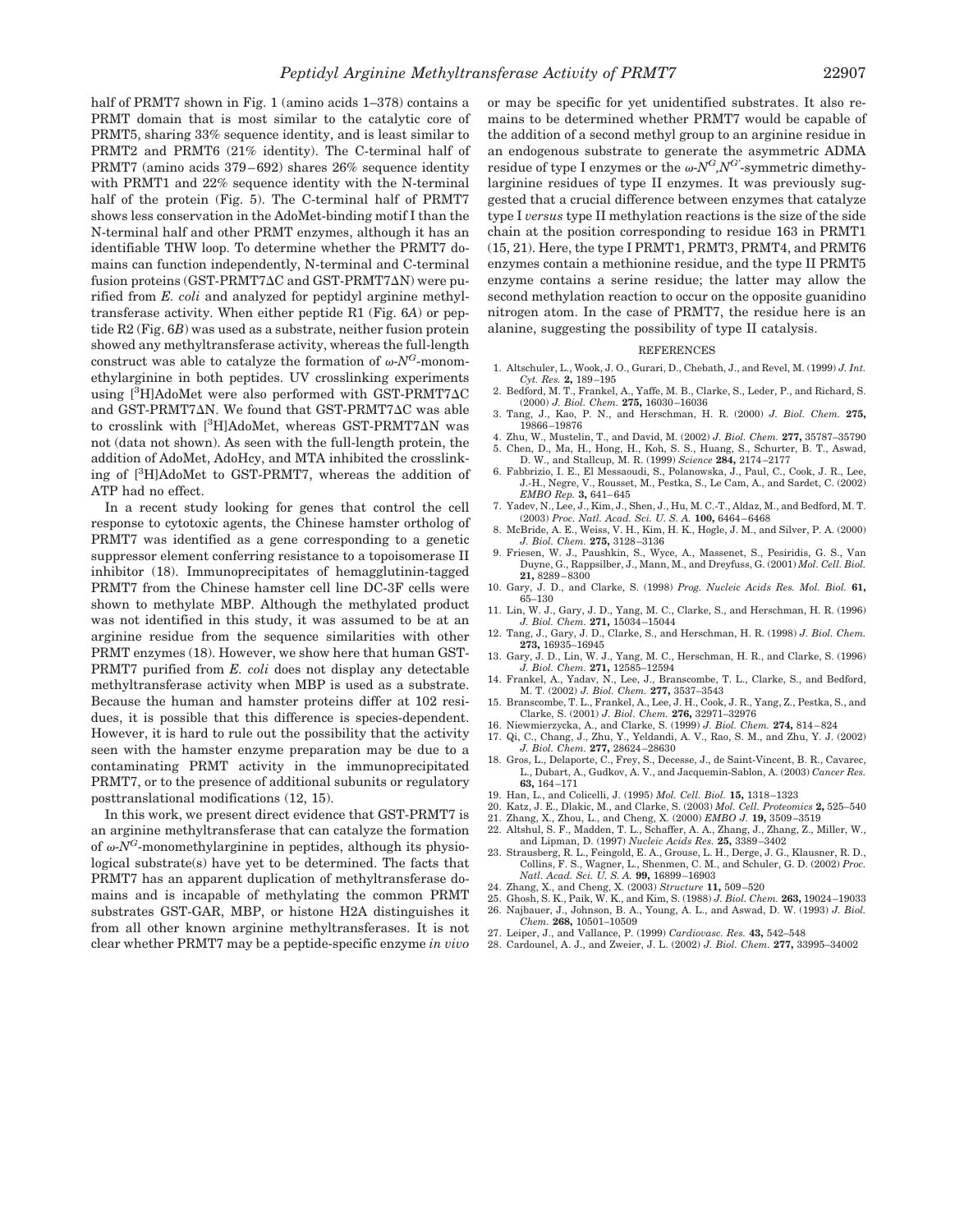half of PRMT7 shown in Fig. 1 (amino acids 1–378) contains a PRMT domain that is most similar to the catalytic core of PRMT5, sharing 33% sequence identity, and is least similar to PRMT2 and PRMT6 (21% identity). The C-terminal half of PRMT7 (amino acids 379–692) shares 26% sequence identity with PRMT1 and 22% sequence identity with the N-terminal half of the protein (Fig. 5). The C-terminal half of PRMT7 shows less conservation in the AdoMet-binding motif I than the N-terminal half and other PRMT enzymes, although it has an identifiable THW loop. To determine whether the PRMT7 domains can function independently, N-terminal and C-terminal fusion proteins (GST-PRMT7ΔC and GST-PRMT7ΔN) were purified from *E. coli* and analyzed for peptidyl arginine methyltransferase activity. When either peptide R1 (Fig. 6*A*) or peptide R2 (Fig. 6*B*) was used as a substrate, neither fusion protein showed any methyltransferase activity, whereas the full-length construct was able to catalyze the formation of $\omega$-$N^G$-monomethylarginine in both peptides. UV crosslinking experiments using [$^3$H]AdoMet were also performed with GST-PRMT7ΔC and GST-PRMT7ΔN. We found that GST-PRMT7ΔC was able to crosslink with [$^3$H]AdoMet, whereas GST-PRMT7ΔN was not (data not shown). As seen with the full-length protein, the addition of AdoMet, AdoHcy, and MTA inhibited the crosslinking of [$^3$H]AdoMet to GST-PRMT7, whereas the addition of ATP had no effect.

In a recent study looking for genes that control the cell response to cytotoxic agents, the Chinese hamster ortholog of PRMT7 was identified as a gene corresponding to a genetic suppressor element conferring resistance to a topoisomerase II inhibitor (18). Immunoprecipitates of hemagglutinin-tagged PRMT7 from the Chinese hamster cell line DC-3F cells were shown to methylate MBP. Although the methylated product was not identified in this study, it was assumed to be at an arginine residue from the sequence similarities with other PRMT enzymes (18). However, we show here that human GST-PRMT7 purified from *E. coli* does not display any detectable methyltransferase activity when MBP is used as a substrate. Because the human and hamster proteins differ at 102 residues, it is possible that this difference is species-dependent. However, it is hard to rule out the possibility that the activity seen with the hamster enzyme preparation may be due to a contaminating PRMT activity in the immunoprecipitated PRMT7, or to the presence of additional subunits or regulatory posttranslational modifications (12, 15).

In this work, we present direct evidence that GST-PRMT7 is an arginine methyltransferase that can catalyze the formation of $\omega$-$N^G$-monomethylarginine in peptides, although its physiological substrate(s) have yet to be determined. The facts that PRMT7 has an apparent duplication of methyltransferase domains and is incapable of methylating the common PRMT substrates GST-GAR, MBP, or histone H2A distinguishes it from all other known arginine methyltransferases. It is not clear whether PRMT7 may be a peptide-specific enzyme *in vivo* or may be specific for yet unidentified substrates. It also remains to be determined whether PRMT7 would be capable of the addition of a second methyl group to an arginine residue in an endogenous substrate to generate the asymmetric ADMA residue of type I enzymes or the $\omega$-$N^G$,$N^{G'}$-symmetric dimethylarginine residues of type II enzymes. It was previously suggested that a crucial difference between enzymes that catalyze type I *versus* type II methylation reactions is the size of the side chain at the position corresponding to residue 163 in PRMT1 (15, 21). Here, the type I PRMT1, PRMT3, PRMT4, and PRMT6 enzymes contain a methionine residue, and the type II PRMT5 enzyme contains a serine residue; the latter may allow the second methylation reaction to occur on the opposite guanidino nitrogen atom. In the case of PRMT7, the residue here is an alanine, suggesting the possibility of type II catalysis.

## REFERENCES

1. Altschuler, L., Wook, J. O., Gurari, D., Chebath, J., and Revel, M. (1999) *J. Int. Cyt. Res.* **2,** 189–195
2. Bedford, M. T., Frankel, A., Yaffe, M. B., Clarke, S., Leder, P., and Richard, S. (2000) *J. Biol. Chem.* **275,** 16030–16036
3. Tang, J., Kao, P. N., and Herschman, H. R. (2000) *J. Biol. Chem.* **275,** 19866–19876
4. Zhu, W., Mustelin, T., and David, M. (2002) *J. Biol. Chem.* **277,** 35787–35790
5. Chen, D., Ma, H., Hong, H., Koh, S. S., Huang, S., Schurter, B. T., Aswad, D. W., and Stallcup, M. R. (1999) *Science* **284,** 2174–2177
6. Fabbrizio, I. E., El Messaoudi, S., Polanowska, J., Paul, C., Cook, J. R., Lee, J.-H., Negre, V., Rousset, M., Pestka, S., Le Cam, A., and Sardet, C. (2002) *EMBO Rep.* **3,** 641–645
7. Yadev, N., Lee, J., Kim, J., Shen, J., Hu, M. C.-T., Aldaz, M., and Bedford, M. T. (2003) *Proc. Natl. Acad. Sci. U. S. A.* **100,** 6464–6468
8. McBride, A. E., Weiss, V. H., Kim, H. K., Hogle, J. M., and Silver, P. A. (2000) *J. Biol. Chem.* **275,** 3128–3136
9. Friesen, W. J., Paushkin, S., Wyce, A., Massenet, S., Pesiridis, G. S., Van Duyne, G., Rappsilber, J., Mann, M., and Dreyfuss, G. (2001) *Mol. Cell. Biol.* **21,** 8289–8300
10. Gary, J. D., and Clarke, S. (1998) *Prog. Nucleic Acids Res. Mol. Biol.* **61,** 65–130
11. Lin, W. J., Gary, J. D., Yang, M. C., Clarke, S., and Herschman, H. R. (1996) *J. Biol. Chem.* **271,** 15034–15044
12. Tang, J., Gary, J. D., Clarke, S., and Herschman, H. R. (1998) *J. Biol. Chem.* **273,** 16935–16945
13. Gary, J. D., Lin, W. J., Yang, M. C., Herschman, H. R., and Clarke, S. (1996) *J. Biol. Chem.* **271,** 12585–12594
14. Frankel, A., Yadav, N., Lee, J., Branscombe, T. L., Clarke, S., and Bedford, M. T. (2002) *J. Biol. Chem.* **277,** 3537–3543
15. Branscombe, T. L., Frankel, A., Lee, J. H., Cook, J. R., Yang, Z., Pestka, S., and Clarke, S. (2001) *J. Biol. Chem.* **276,** 32971–32976
16. Niewmierzycka, A., and Clarke, S. (1999) *J. Biol. Chem.* **274,** 814–824
17. Qi, C., Chang, J., Zhu, Y., Yeldandi, A. V., Rao, S. M., and Zhu, Y. J. (2002) *J. Biol. Chem.* **277,** 28624–28630
18. Gros, L., Delaporte, C., Frey, S., Decesse, J., de Saint-Vincent, B. R., Cavarec, L., Dubart, A., Gudkov, A. V., and Jacquemin-Sablon, A. (2003) *Cancer Res.* **63,** 164–171
19. Han, L., and Colicelli, J. (1995) *Mol. Cell. Biol.* **15,** 1318–1323
20. Katz, J. E., Dlakic, M., and Clarke, S. (2003) *Mol. Cell. Proteomics* **2,** 525–540
21. Zhang, X., Zhou, L., and Cheng, X. (2000) *EMBO J.* **19,** 3509–3519
22. Altshul, S. F., Madden, T. L., Schaffer, A. A., Zhang, J., Zhang, Z., Miller, W., and Lipman, D. (1997) *Nucleic Acids Res.* **25,** 3389–3402
23. Strausberg, R. L., Feingold, E. A., Grouse, L. H., Derge, J. G., Klausner, R. D., Collins, F. S., Wagner, L., Shenmen, C. M., and Schuler, G. D. (2002) *Proc. Natl. Acad. Sci. U. S. A.* **99,** 16899–16903
24. Zhang, X., and Cheng, X. (2003) *Structure* **11,** 509–520
25. Ghosh, S. K., Paik, W. K., and Kim, S. (1988) *J. Biol. Chem.* **263,** 19024–19033
26. Najbauer, J., Johnson, B. A., Young, A. L., and Aswad, D. W. (1993) *J. Biol. Chem.* **268,** 10501–10509
27. Leiper, J., and Vallance, P. (1999) *Cardiovasc. Res.* **43,** 542–548
28. Cardounel, A. J., and Zweier, J. L. (2002) *J. Biol. Chem.* **277,** 33995–34002